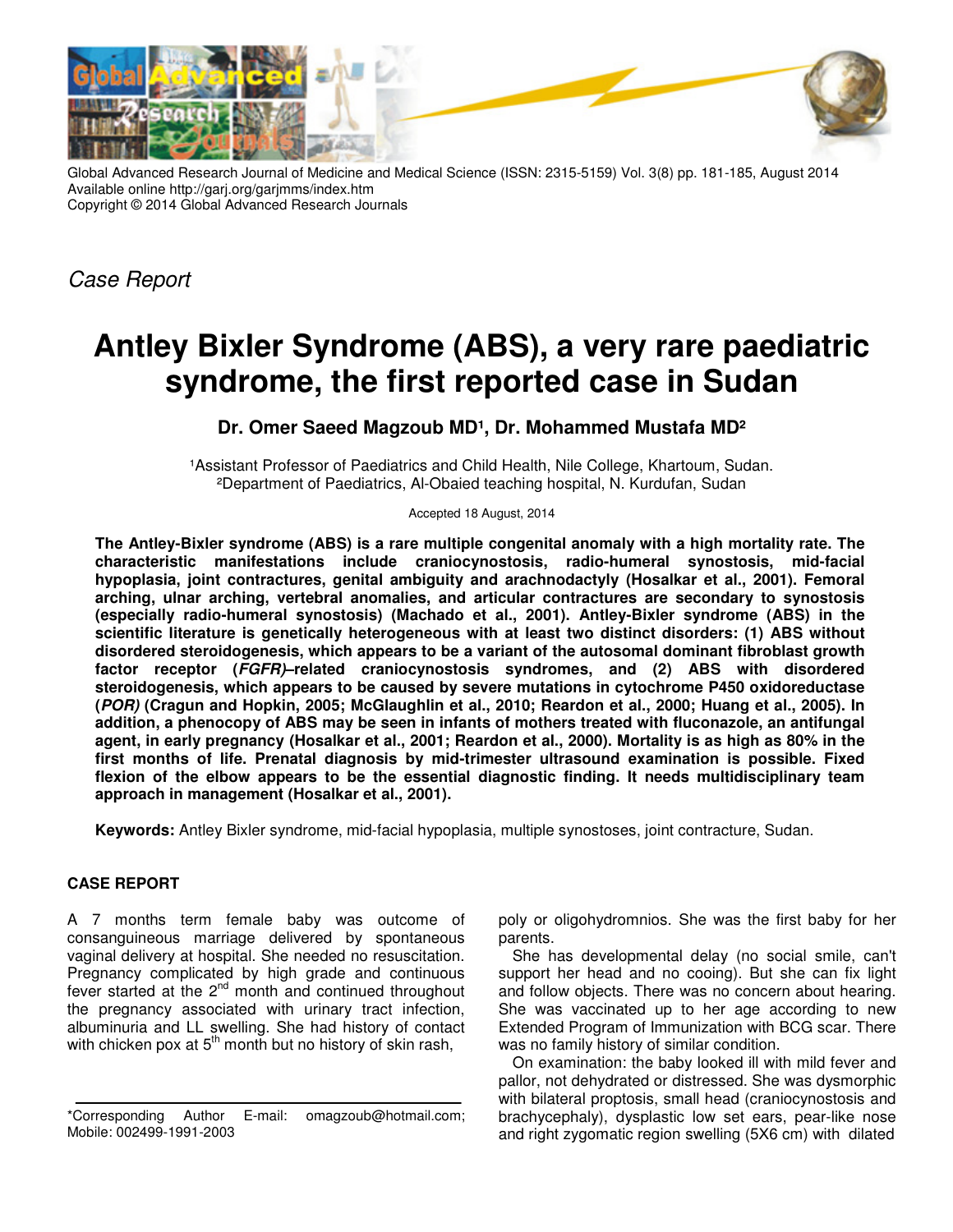*Case Report*

# Antley Bixler Syndrome (ABS), a very rare paediatric syndrome, the first reported case in Sudan

**Dr. Omer Saeed Magzoub MD[1], Dr. Mohammed Mustafa MD[2]**

[1]Assistant Professor of Paediatrics and Child Health, Nile College, Khartoum, Sudan.
[2]Department of Paediatrics, Al-Obaied teaching hospital, N. Kurdufan, Sudan

Accepted 18 August, 2014

**The Antley-Bixler syndrome (ABS) is a rare multiple congenital anomaly with a high mortality rate. The characteristic manifestations include craniocynostosis, radio-humeral synostosis, mid-facial hypoplasia, joint contractures, genital ambiguity and arachnodactyly (Hosalkar et al., 2001). Femoral arching, ulnar arching, vertebral anomalies, and articular contractures are secondary to synostosis (especially radio-humeral synostosis) (Machado et al., 2001). Antley-Bixler syndrome (ABS) in the scientific literature is genetically heterogeneous with at least two distinct disorders: (1) ABS without disordered steroidogenesis, which appears to be a variant of the autosomal dominant fibroblast growth factor receptor (*FGFR)*–related craniocynostosis syndromes, and (2) ABS with disordered steroidogenesis, which appears to be caused by severe mutations in cytochrome P450 oxidoreductase (*POR)* (Cragun and Hopkin, 2005; McGlaughlin et al., 2010; Reardon et al., 2000; Huang et al., 2005). In addition, a phenocopy of ABS may be seen in infants of mothers treated with fluconazole, an antifungal agent, in early pregnancy (Hosalkar et al., 2001; Reardon et al., 2000). Mortality is as high as 80% in the first months of life. Prenatal diagnosis by mid-trimester ultrasound examination is possible. Fixed flexion of the elbow appears to be the essential diagnostic finding. It needs multidisciplinary team approach in management (Hosalkar et al., 2001).**

**Keywords:** Antley Bixler syndrome, mid-facial hypoplasia, multiple synostoses, joint contracture, Sudan.

## CASE REPORT

A 7 months term female baby was outcome of consanguineous marriage delivered by spontaneous vaginal delivery at hospital. She needed no resuscitation. Pregnancy complicated by high grade and continuous fever started at the 2nd month and continued throughout the pregnancy associated with urinary tract infection, albuminuria and LL swelling. She had history of contact with chicken pox at 5th month but no history of skin rash, poly or oligohydromnios. She was the first baby for her parents.

She has developmental delay (no social smile, can't support her head and no cooing). But she can fix light and follow objects. There was no concern about hearing. She was vaccinated up to her age according to new Extended Program of Immunization with BCG scar. There was no family history of similar condition.

On examination: the baby looked ill with mild fever and pallor, not dehydrated or distressed. She was dysmorphic with bilateral proptosis, small head (craniocynostosis and brachycephaly), dysplastic low set ears, pear-like nose and right zygomatic region swelling (5X6 cm) with dilated

*Corresponding Author E-mail: omagzoub@hotmail.com; Mobile: 002499-1991-2003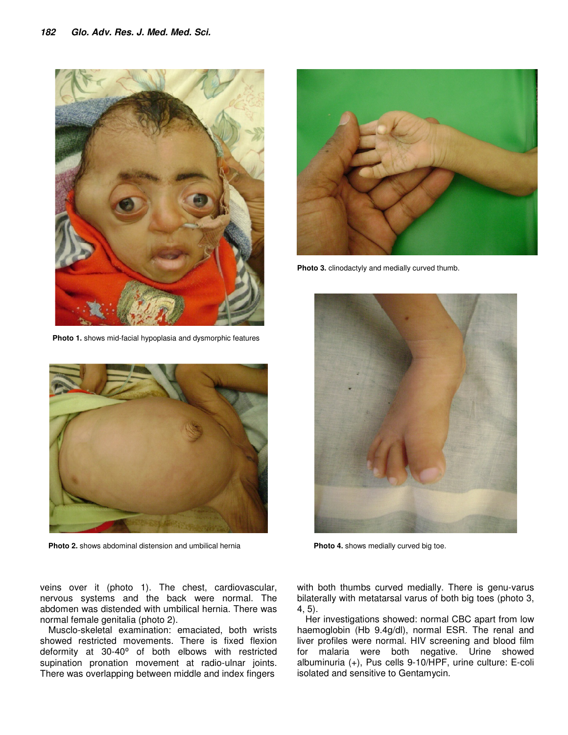Photo 1. shows mid-facial hypoplasia and dysmorphic features

Photo 2. shows abdominal distension and umbilical hernia

Photo 3. clinodactyly and medially curved thumb.

Photo 4. shows medially curved big toe.

veins over it (photo 1). The chest, cardiovascular, nervous systems and the back were normal. The abdomen was distended with umbilical hernia. There was normal female genitalia (photo 2).

Musclo-skeletal examination: emaciated, both wrists showed restricted movements. There is fixed flexion deformity at 30-40º of both elbows with restricted supination pronation movement at radio-ulnar joints. There was overlapping between middle and index fingers with both thumbs curved medially. There is genu-varus bilaterally with metatarsal varus of both big toes (photo 3, 4, 5).

Her investigations showed: normal CBC apart from low haemoglobin (Hb 9.4g/dl), normal ESR. The renal and liver profiles were normal. HIV screening and blood film for malaria were both negative. Urine showed albuminuria (+), Pus cells 9-10/HPF, urine culture: E-coli isolated and sensitive to Gentamycin.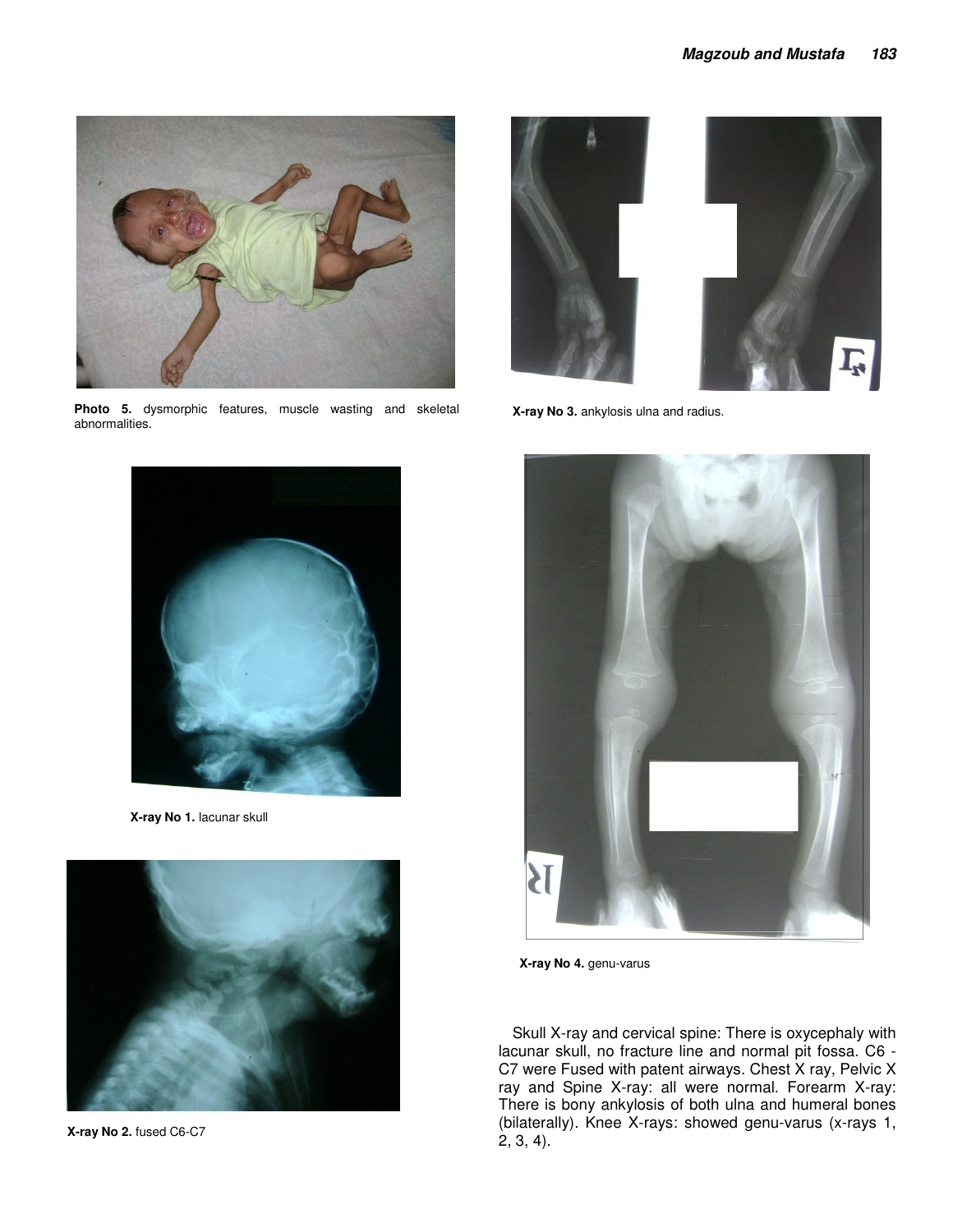**Photo 5.** dysmorphic features, muscle wasting and skeletal abnormalities.

**X-ray No 3.** ankylosis ulna and radius.

**X-ray No 1.** lacunar skull

**X-ray No 4.** genu-varus

**X-ray No 2.** fused C6-C7

Skull X-ray and cervical spine: There is oxycephaly with lacunar skull, no fracture line and normal pit fossa. C6 - C7 were Fused with patent airways. Chest X ray, Pelvic X ray and Spine X-ray: all were normal. Forearm X-ray: There is bony ankylosis of both ulna and humeral bones (bilaterally). Knee X-rays: showed genu-varus (x-rays 1, 2, 3, 4).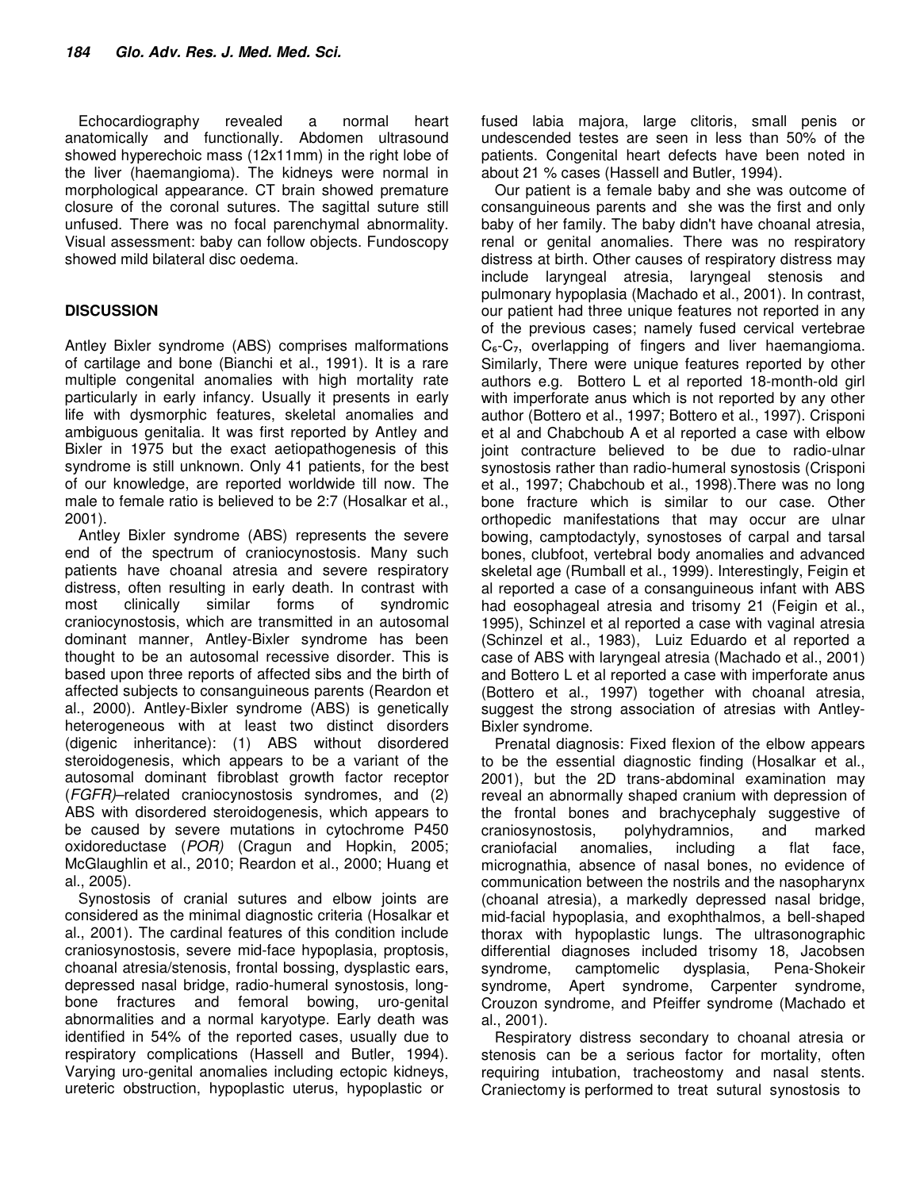Echocardiography revealed a normal heart anatomically and functionally. Abdomen ultrasound showed hyperechoic mass (12x11mm) in the right lobe of the liver (haemangioma). The kidneys were normal in morphological appearance. CT brain showed premature closure of the coronal sutures. The sagittal suture still unfused. There was no focal parenchymal abnormality. Visual assessment: baby can follow objects. Fundoscopy showed mild bilateral disc oedema.

## DISCUSSION

Antley Bixler syndrome (ABS) comprises malformations of cartilage and bone (Bianchi et al., 1991). It is a rare multiple congenital anomalies with high mortality rate particularly in early infancy. Usually it presents in early life with dysmorphic features, skeletal anomalies and ambiguous genitalia. It was first reported by Antley and Bixler in 1975 but the exact aetiopathogenesis of this syndrome is still unknown. Only 41 patients, for the best of our knowledge, are reported worldwide till now. The male to female ratio is believed to be 2:7 (Hosalkar et al., 2001).

Antley Bixler syndrome (ABS) represents the severe end of the spectrum of craniocynostosis. Many such patients have choanal atresia and severe respiratory distress, often resulting in early death. In contrast with most clinically similar forms of syndromic craniocynostosis, which are transmitted in an autosomal dominant manner, Antley-Bixler syndrome has been thought to be an autosomal recessive disorder. This is based upon three reports of affected sibs and the birth of affected subjects to consanguineous parents (Reardon et al., 2000). Antley-Bixler syndrome (ABS) is genetically heterogeneous with at least two distinct disorders (digenic inheritance): (1) ABS without disordered steroidogenesis, which appears to be a variant of the autosomal dominant fibroblast growth factor receptor (*FGFR)*–related craniocynostosis syndromes, and (2) ABS with disordered steroidogenesis, which appears to be caused by severe mutations in cytochrome P450 oxidoreductase (*POR)* (Cragun and Hopkin, 2005; McGlaughlin et al., 2010; Reardon et al., 2000; Huang et al., 2005).

Synostosis of cranial sutures and elbow joints are considered as the minimal diagnostic criteria (Hosalkar et al., 2001). The cardinal features of this condition include craniosynostosis, severe mid-face hypoplasia, proptosis, choanal atresia/stenosis, frontal bossing, dysplastic ears, depressed nasal bridge, radio-humeral synostosis, long-bone fractures and femoral bowing, uro-genital abnormalities and a normal karyotype. Early death was identified in 54% of the reported cases, usually due to respiratory complications (Hassell and Butler, 1994). Varying uro-genital anomalies including ectopic kidneys, ureteric obstruction, hypoplastic uterus, hypoplastic or fused labia majora, large clitoris, small penis or undescended testes are seen in less than 50% of the patients. Congenital heart defects have been noted in about 21 % cases (Hassell and Butler, 1994).

Our patient is a female baby and she was outcome of consanguineous parents and she was the first and only baby of her family. The baby didn't have choanal atresia, renal or genital anomalies. There was no respiratory distress at birth. Other causes of respiratory distress may include laryngeal atresia, laryngeal stenosis and pulmonary hypoplasia (Machado et al., 2001). In contrast, our patient had three unique features not reported in any of the previous cases; namely fused cervical vertebrae $C_6$-$C_7$, overlapping of fingers and liver haemangioma. Similarly, There were unique features reported by other authors e.g. Bottero L et al reported 18-month-old girl with imperforate anus which is not reported by any other author (Bottero et al., 1997; Bottero et al., 1997). Crisponi et al and Chabchoub A et al reported a case with elbow joint contracture believed to be due to radio-ulnar synostosis rather than radio-humeral synostosis (Crisponi et al., 1997; Chabchoub et al., 1998).There was no long bone fracture which is similar to our case. Other orthopedic manifestations that may occur are ulnar bowing, camptodactyly, synostoses of carpal and tarsal bones, clubfoot, vertebral body anomalies and advanced skeletal age (Rumball et al., 1999). Interestingly, Feigin et al reported a case of a consanguineous infant with ABS had eosophageal atresia and trisomy 21 (Feigin et al., 1995), Schinzel et al reported a case with vaginal atresia (Schinzel et al., 1983), Luiz Eduardo et al reported a case of ABS with laryngeal atresia (Machado et al., 2001) and Bottero L et al reported a case with imperforate anus (Bottero et al., 1997) together with choanal atresia, suggest the strong association of atresias with Antley-Bixler syndrome.

Prenatal diagnosis: Fixed flexion of the elbow appears to be the essential diagnostic finding (Hosalkar et al., 2001), but the 2D trans-abdominal examination may reveal an abnormally shaped cranium with depression of the frontal bones and brachycephaly suggestive of craniosynostosis, polyhydramnios, and marked craniofacial anomalies, including a flat face, micrognathia, absence of nasal bones, no evidence of communication between the nostrils and the nasopharynx (choanal atresia), a markedly depressed nasal bridge, mid-facial hypoplasia, and exophthalmos, a bell-shaped thorax with hypoplastic lungs. The ultrasonographic differential diagnoses included trisomy 18, Jacobsen syndrome, camptomelic dysplasia, Pena-Shokeir syndrome, Apert syndrome, Carpenter syndrome, Crouzon syndrome, and Pfeiffer syndrome (Machado et al., 2001).

Respiratory distress secondary to choanal atresia or stenosis can be a serious factor for mortality, often requiring intubation, tracheostomy and nasal stents. Craniectomy is performed to treat sutural synostosis to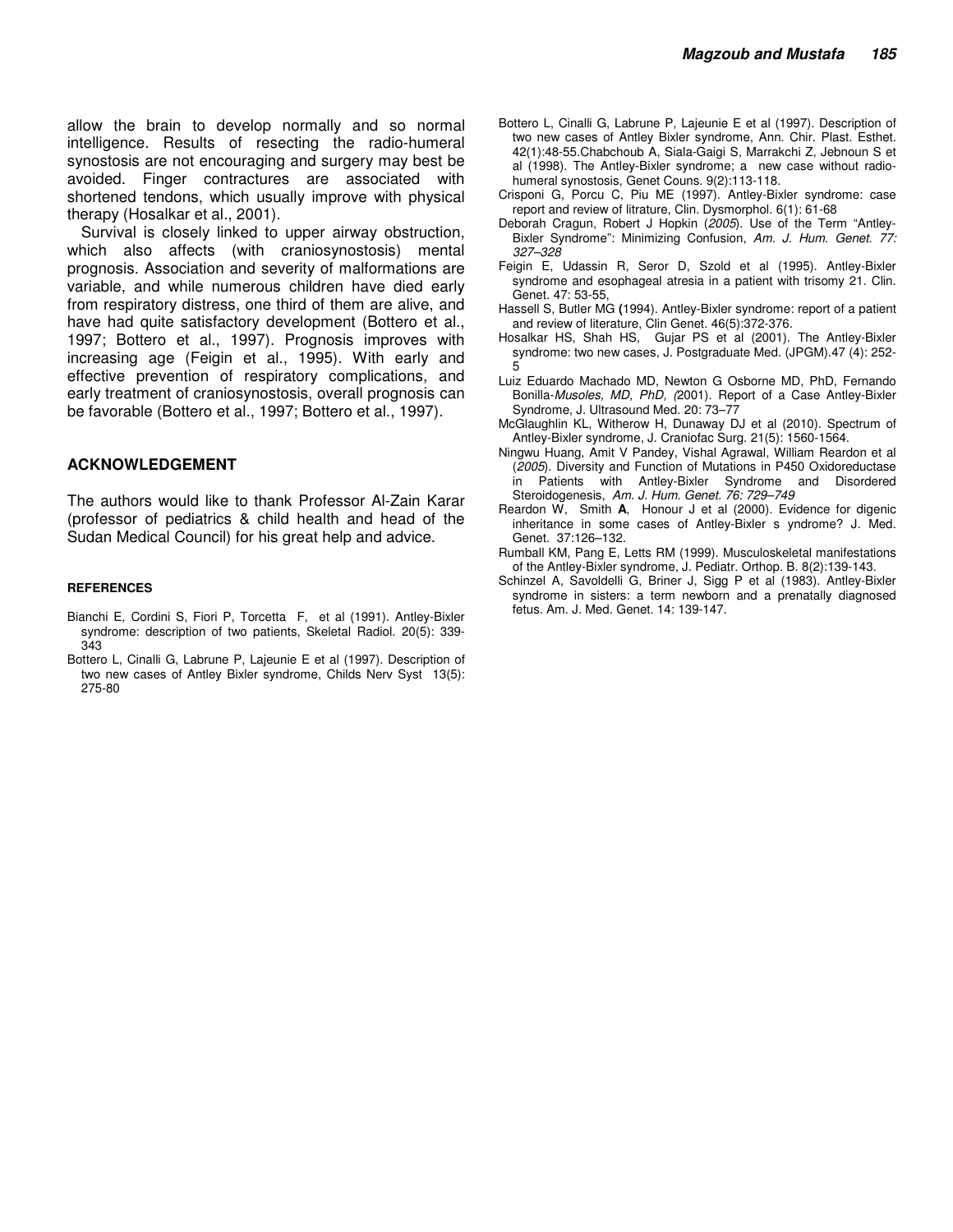allow the brain to develop normally and so normal intelligence. Results of resecting the radio-humeral synostosis are not encouraging and surgery may best be avoided. Finger contractures are associated with shortened tendons, which usually improve with physical therapy (Hosalkar et al., 2001).

Survival is closely linked to upper airway obstruction, which also affects (with craniosynostosis) mental prognosis. Association and severity of malformations are variable, and while numerous children have died early from respiratory distress, one third of them are alive, and have had quite satisfactory development (Bottero et al., 1997; Bottero et al., 1997). Prognosis improves with increasing age (Feigin et al., 1995). With early and effective prevention of respiratory complications, and early treatment of craniosynostosis, overall prognosis can be favorable (Bottero et al., 1997; Bottero et al., 1997).

## ACKNOWLEDGEMENT

The authors would like to thank Professor Al-Zain Karar (professor of pediatrics & child health and head of the Sudan Medical Council) for his great help and advice.

#### REFERENCES

Bianchi E, Cordini S, Fiori P, Torcetta F, et al (1991). Antley-Bixler syndrome: description of two patients, Skeletal Radiol. 20(5): 339-343

Bottero L, Cinalli G, Labrune P, Lajeunie E et al (1997). Description of two new cases of Antley Bixler syndrome, Childs Nerv Syst 13(5): 275-80

Bottero L, Cinalli G, Labrune P, Lajeunie E et al (1997). Description of two new cases of Antley Bixler syndrome, Ann. Chir. Plast. Esthet. 42(1):48-55.Chabchoub A, Siala-Gaigi S, Marrakchi Z, Jebnoun S et al (1998). The Antley-Bixler syndrome; a new case without radio-humeral synostosis, Genet Couns. 9(2):113-118.

Crisponi G, Porcu C, Piu ME (1997). Antley-Bixler syndrome: case report and review of litrature, Clin. Dysmorphol. 6(1): 61-68

Deborah Cragun, Robert J Hopkin (*2005*). Use of the Term "Antley-Bixler Syndrome": Minimizing Confusion, *Am. J. Hum. Genet. 77: 327–328*

Feigin E, Udassin R, Seror D, Szold et al (1995). Antley-Bixler syndrome and esophageal atresia in a patient with trisomy 21. Clin. Genet. 47: 53-55,

Hassell S, Butler MG (1994). Antley-Bixler syndrome: report of a patient and review of literature, Clin Genet. 46(5):372-376.

Hosalkar HS, Shah HS, Gujar PS et al (2001). The Antley-Bixler syndrome: two new cases, J. Postgraduate Med. (JPGM).47 (4): 252-5

Luiz Eduardo Machado MD, Newton G Osborne MD, PhD, Fernando Bonilla-*Musoles, MD, PhD, (*2001). Report of a Case Antley-Bixler Syndrome, J. Ultrasound Med. 20: 73–77

McGlaughlin KL, Witherow H, Dunaway DJ et al (2010). Spectrum of Antley-Bixler syndrome, J. Craniofac Surg. 21(5): 1560-1564.

Ningwu Huang, Amit V Pandey, Vishal Agrawal, William Reardon et al (*2005*). Diversity and Function of Mutations in P450 Oxidoreductase in Patients with Antley-Bixler Syndrome and Disordered Steroidogenesis, *Am. J. Hum. Genet. 76: 729–749*

Reardon W, Smith **A**, Honour J et al (2000). Evidence for digenic inheritance in some cases of Antley-Bixler s yndrome? J. Med. Genet. 37:126–132.

Rumball KM, Pang E, Letts RM (1999). Musculoskeletal manifestations of the Antley-Bixler syndrome, J. Pediatr. Orthop. B. 8(2):139-143.

Schinzel A, Savoldelli G, Briner J, Sigg P et al (1983). Antley-Bixler syndrome in sisters: a term newborn and a prenatally diagnosed fetus. Am. J. Med. Genet. 14: 139-147.